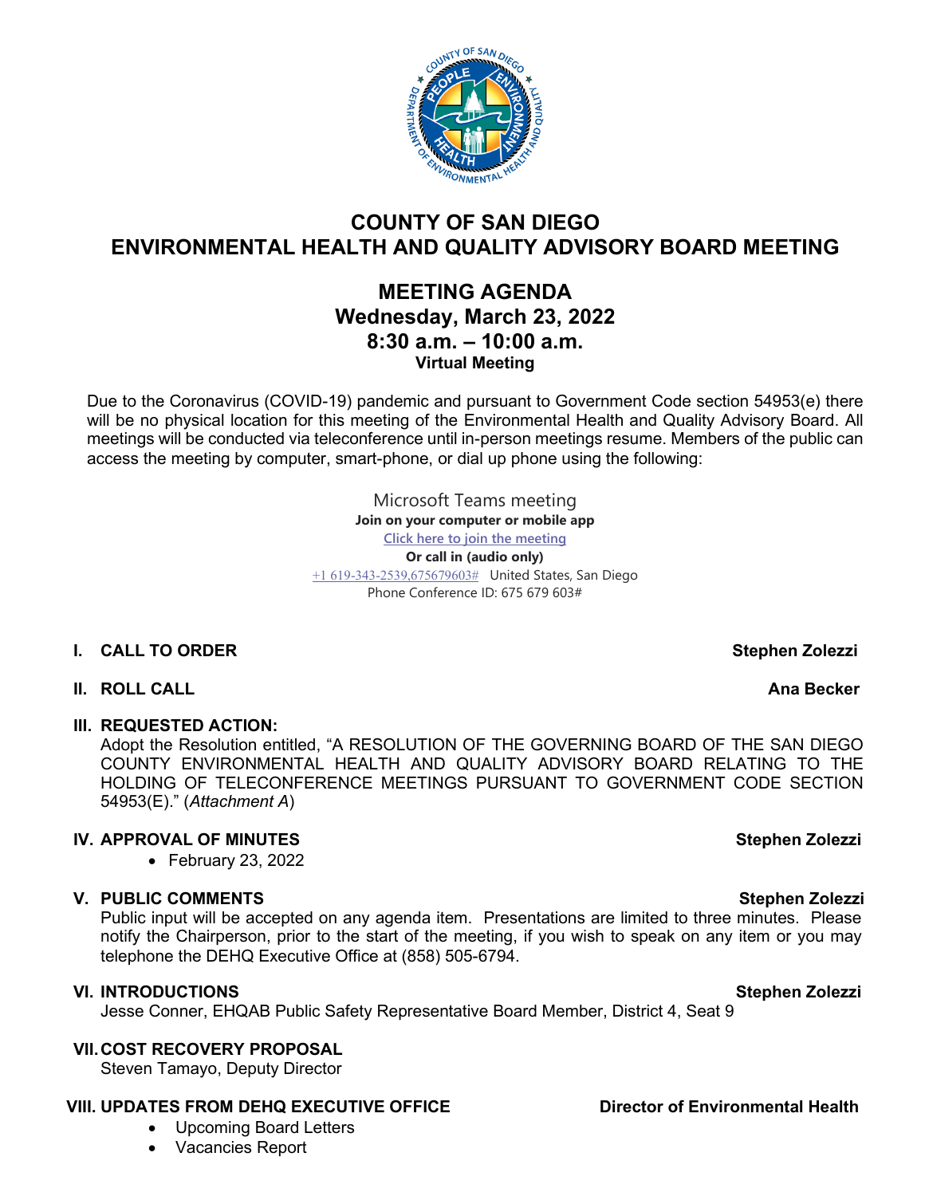# COUNTY OF SAN DIEGO
# ENVIRONMENTAL HEALTH AND QUALITY ADVISORY BOARD MEETING

## MEETING AGENDA
## Wednesday, March 23, 2022
## 8:30 a.m. – 10:00 a.m.
**Virtual Meeting**

Due to the Coronavirus (COVID-19) pandemic and pursuant to Government Code section 54953(e) there will be no physical location for this meeting of the Environmental Health and Quality Advisory Board. All meetings will be conducted via teleconference until in-person meetings resume. Members of the public can access the meeting by computer, smart-phone, or dial up phone using the following:

Microsoft Teams meeting
**Join on your computer or mobile app**
Click here to join the meeting
**Or call in (audio only)**
+1 619-343-2539,675679603# United States, San Diego
Phone Conference ID: 675 679 603#

**I. CALL TO ORDER** — **Stephen Zolezzi**

**II. ROLL CALL** — **Ana Becker**

**III. REQUESTED ACTION:**
Adopt the Resolution entitled, "A RESOLUTION OF THE GOVERNING BOARD OF THE SAN DIEGO COUNTY ENVIRONMENTAL HEALTH AND QUALITY ADVISORY BOARD RELATING TO THE HOLDING OF TELECONFERENCE MEETINGS PURSUANT TO GOVERNMENT CODE SECTION 54953(E)." (*Attachment A*)

**IV. APPROVAL OF MINUTES** — **Stephen Zolezzi**
- February 23, 2022

**V. PUBLIC COMMENTS** — **Stephen Zolezzi**
Public input will be accepted on any agenda item. Presentations are limited to three minutes. Please notify the Chairperson, prior to the start of the meeting, if you wish to speak on any item or you may telephone the DEHQ Executive Office at (858) 505-6794.

**VI. INTRODUCTIONS** — **Stephen Zolezzi**
Jesse Conner, EHQAB Public Safety Representative Board Member, District 4, Seat 9

**VII. COST RECOVERY PROPOSAL**
Steven Tamayo, Deputy Director

**VIII. UPDATES FROM DEHQ EXECUTIVE OFFICE** — **Director of Environmental Health**
- Upcoming Board Letters
- Vacancies Report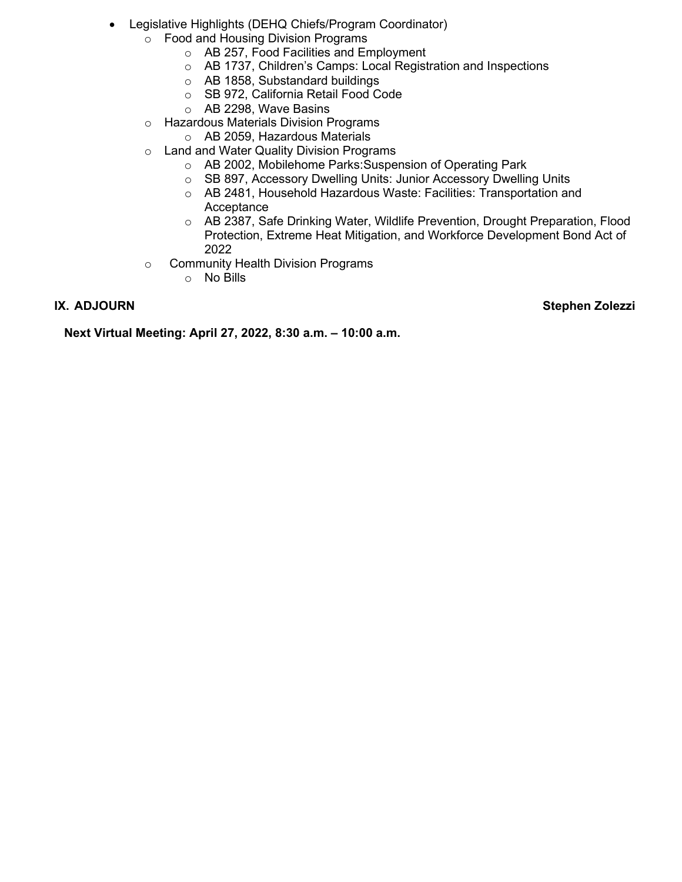- Legislative Highlights (DEHQ Chiefs/Program Coordinator)
    - Food and Housing Division Programs
        - AB 257, Food Facilities and Employment
        - AB 1737, Children's Camps: Local Registration and Inspections
        - AB 1858, Substandard buildings
        - SB 972, California Retail Food Code
        - AB 2298, Wave Basins
    - Hazardous Materials Division Programs
        - AB 2059, Hazardous Materials
    - Land and Water Quality Division Programs
        - AB 2002, Mobilehome Parks:Suspension of Operating Park
        - SB 897, Accessory Dwelling Units: Junior Accessory Dwelling Units
        - AB 2481, Household Hazardous Waste: Facilities: Transportation and Acceptance
        - AB 2387, Safe Drinking Water, Wildlife Prevention, Drought Preparation, Flood Protection, Extreme Heat Mitigation, and Workforce Development Bond Act of 2022
    - Community Health Division Programs
        - No Bills

**IX. ADJOURN** **Stephen Zolezzi**

**Next Virtual Meeting: April 27, 2022, 8:30 a.m. – 10:00 a.m.**